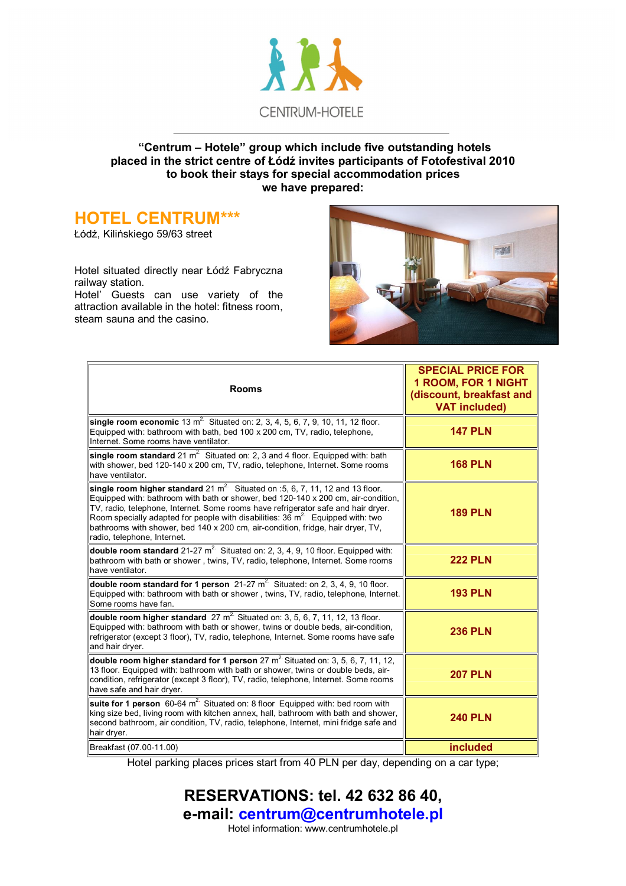CENTRUM-HOTELE

**"Centrum – Hotele" group which include five outstanding hotels placed in the strict centre of Łódź invites participants of Fotofestival 2010 to book their stays for special accommodation prices we have prepared:**

## HOTEL CENTRUM***

Łódź, Kilińskiego 59/63 street

Hotel situated directly near Łódź Fabryczna railway station.
Hotel' Guests can use variety of the attraction available in the hotel: fitness room, steam sauna and the casino.

| Rooms | SPECIAL PRICE FOR 1 ROOM, FOR 1 NIGHT (discount, breakfast and VAT included) |
|---|---|
| **single room economic** 13 m$^2$ Situated on: 2, 3, 4, 5, 6, 7, 9, 10, 11, 12 floor. Equipped with: bathroom with bath, bed 100 x 200 cm, TV, radio, telephone, Internet. Some rooms have ventilator. | **147 PLN** |
| **single room standard** 21 m$^2$ Situated on: 2, 3 and 4 floor. Equipped with: bath with shower, bed 120-140 x 200 cm, TV, radio, telephone, Internet. Some rooms have ventilator. | **168 PLN** |
| **single room higher standard** 21 m$^2$ Situated on :5, 6, 7, 11, 12 and 13 floor. Equipped with: bathroom with bath or shower, bed 120-140 x 200 cm, air-condition, TV, radio, telephone, Internet. Some rooms have refrigerator safe and hair dryer. Room specially adapted for people with disabilities: 36 m$^2$ Equipped with: two bathrooms with shower, bed 140 x 200 cm, air-condition, fridge, hair dryer, TV, radio, telephone, Internet. | **189 PLN** |
| **double room standard** 21-27 m$^2$ Situated on: 2, 3, 4, 9, 10 floor. Equipped with: bathroom with bath or shower , twins, TV, radio, telephone, Internet. Some rooms have ventilator. | **222 PLN** |
| **double room standard for 1 person** 21-27 m$^2$ Situated: on 2, 3, 4, 9, 10 floor. Equipped with: bathroom with bath or shower , twins, TV, radio, telephone, Internet. Some rooms have fan. | **193 PLN** |
| **double room higher standard** 27 m$^2$ Situated on: 3, 5, 6, 7, 11, 12, 13 floor. Equipped with: bathroom with bath or shower, twins or double beds, air-condition, refrigerator (except 3 floor), TV, radio, telephone, Internet. Some rooms have safe and hair dryer. | **236 PLN** |
| **double room higher standard for 1 person** 27 m$^2$ Situated on: 3, 5, 6, 7, 11, 12, 13 floor. Equipped with: bathroom with bath or shower, twins or double beds, air-condition, refrigerator (except 3 floor), TV, radio, telephone, Internet. Some rooms have safe and hair dryer. | **207 PLN** |
| **suite for 1 person** 60-64 m$^2$ Situated on: 8 floor Equipped with: bed room with king size bed, living room with kitchen annex, hall, bathroom with bath and shower, second bathroom, air condition, TV, radio, telephone, Internet, mini fridge safe and hair dryer. | **240 PLN** |
| Breakfast (07.00-11.00) | **included** |

Hotel parking places prices start from 40 PLN per day, depending on a car type;

## RESERVATIONS: tel. 42 632 86 40, e-mail: centrum@centrumhotele.pl

Hotel information: www.centrumhotele.pl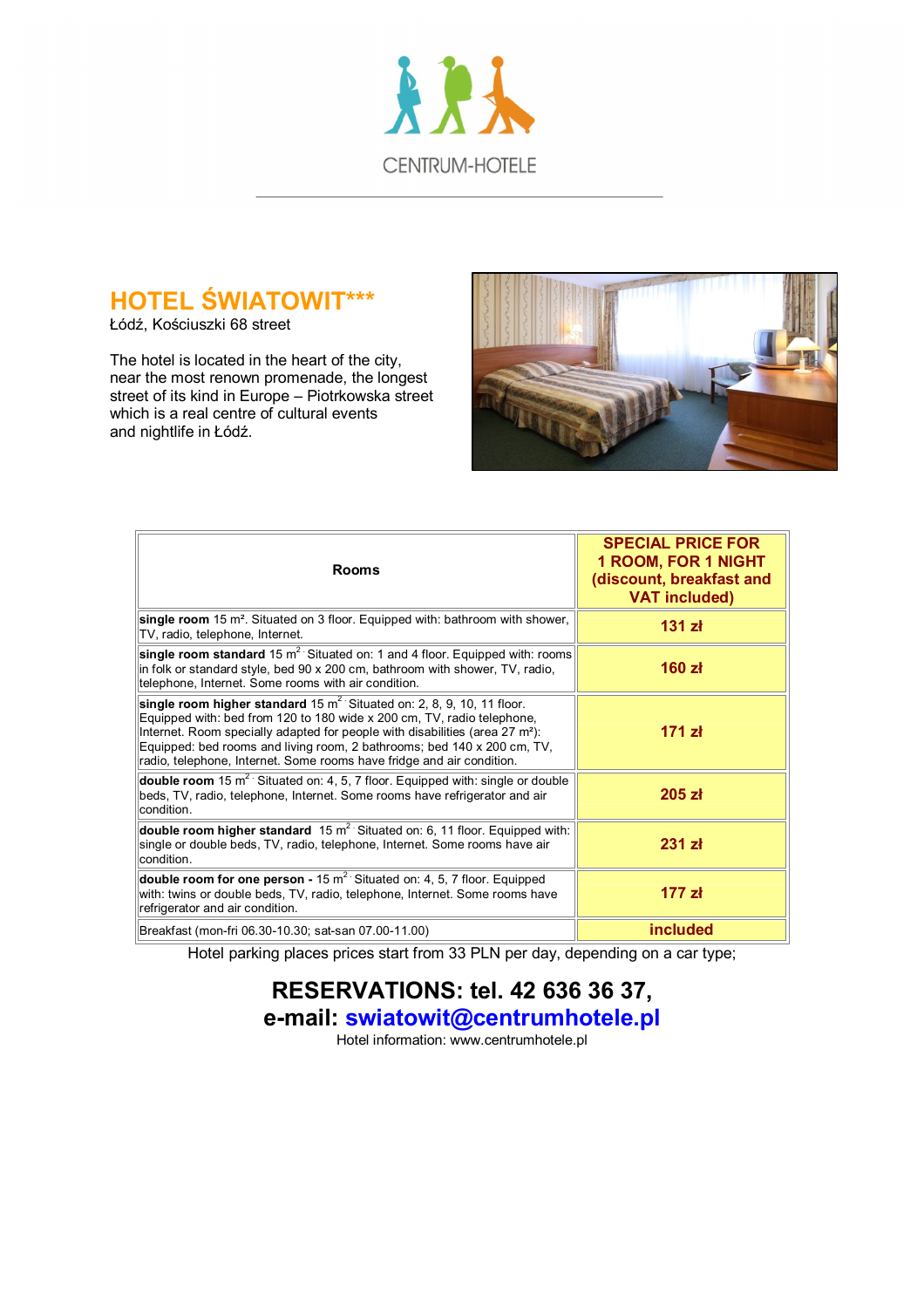CENTRUM-HOTELE

## HOTEL ŚWIATOWIT***

Łódź, Kościuszki 68 street

The hotel is located in the heart of the city, near the most renown promenade, the longest street of its kind in Europe – Piotrkowska street which is a real centre of cultural events and nightlife in Łódź.

| Rooms | SPECIAL PRICE FOR 1 ROOM, FOR 1 NIGHT (discount, breakfast and VAT included) |
|---|---|
| **single room** 15 m². Situated on 3 floor. Equipped with: bathroom with shower, TV, radio, telephone, Internet. | **131 zł** |
| **single room standard** 15 $m^2$. Situated on: 1 and 4 floor. Equipped with: rooms in folk or standard style, bed 90 x 200 cm, bathroom with shower, TV, radio, telephone, Internet. Some rooms with air condition. | **160 zł** |
| **single room higher standard** 15 $m^2$. Situated on: 2, 8, 9, 10, 11 floor. Equipped with: bed from 120 to 180 wide x 200 cm, TV, radio telephone, Internet. Room specially adapted for people with disabilities (area 27 m²): Equipped: bed rooms and living room, 2 bathrooms; bed 140 x 200 cm, TV, radio, telephone, Internet. Some rooms have fridge and air condition. | **171 zł** |
| **double room** 15 $m^2$. Situated on: 4, 5, 7 floor. Equipped with: single or double beds, TV, radio, telephone, Internet. Some rooms have refrigerator and air condition. | **205 zł** |
| **double room higher standard** 15 $m^2$. Situated on: 6, 11 floor. Equipped with: single or double beds, TV, radio, telephone, Internet. Some rooms have air condition. | **231 zł** |
| **double room for one person -** 15 $m^2$. Situated on: 4, 5, 7 floor. Equipped with: twins or double beds, TV, radio, telephone, Internet. Some rooms have refrigerator and air condition. | **177 zł** |
| Breakfast (mon-fri 06.30-10.30; sat-san 07.00-11.00) | **included** |

Hotel parking places prices start from 33 PLN per day, depending on a car type;

## RESERVATIONS: tel. 42 636 36 37,
## e-mail: swiatowit@centrumhotele.pl

Hotel information: www.centrumhotele.pl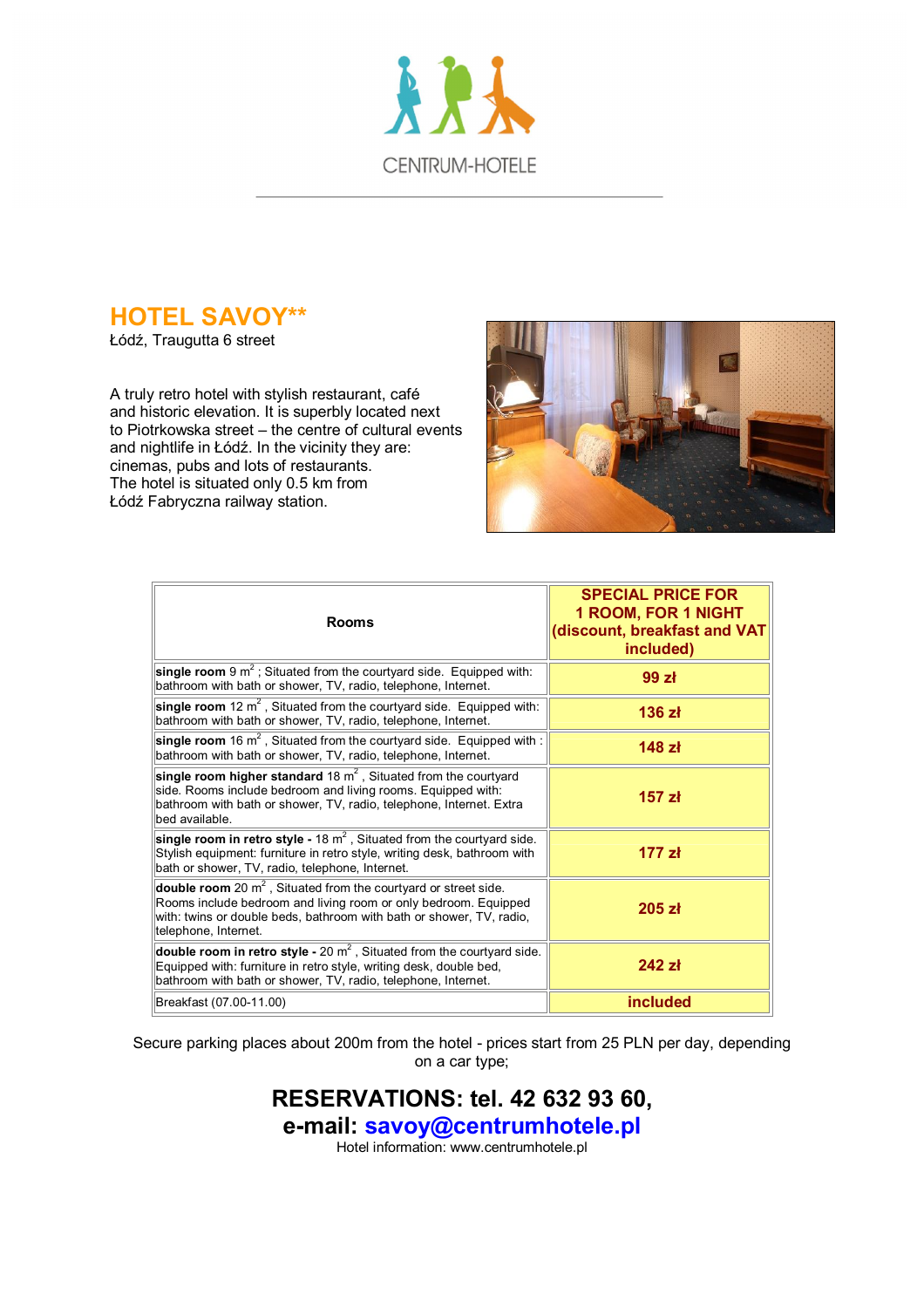CENTRUM-HOTELE

## HOTEL SAVOY**

Łódź, Traugutta 6 street

A truly retro hotel with stylish restaurant, café and historic elevation. It is superbly located next to Piotrkowska street – the centre of cultural events and nightlife in Łódź. In the vicinity they are: cinemas, pubs and lots of restaurants. The hotel is situated only 0.5 km from Łódź Fabryczna railway station.

| Rooms | SPECIAL PRICE FOR 1 ROOM, FOR 1 NIGHT (discount, breakfast and VAT included) |
|---|---|
| **single room** 9 $m^2$ ; Situated from the courtyard side. Equipped with: bathroom with bath or shower, TV, radio, telephone, Internet. | **99 zł** |
| **single room** 12 $m^2$ , Situated from the courtyard side. Equipped with: bathroom with bath or shower, TV, radio, telephone, Internet. | **136 zł** |
| **single room** 16 $m^2$ , Situated from the courtyard side. Equipped with : bathroom with bath or shower, TV, radio, telephone, Internet. | **148 zł** |
| **single room higher standard** 18 $m^2$ , Situated from the courtyard side. Rooms include bedroom and living rooms. Equipped with: bathroom with bath or shower, TV, radio, telephone, Internet. Extra bed available. | **157 zł** |
| **single room in retro style -** 18 $m^2$ , Situated from the courtyard side. Stylish equipment: furniture in retro style, writing desk, bathroom with bath or shower, TV, radio, telephone, Internet. | **177 zł** |
| **double room** 20 $m^2$ , Situated from the courtyard or street side. Rooms include bedroom and living room or only bedroom. Equipped with: twins or double beds, bathroom with bath or shower, TV, radio, telephone, Internet. | **205 zł** |
| **double room in retro style -** 20 $m^2$ , Situated from the courtyard side. Equipped with: furniture in retro style, writing desk, double bed, bathroom with bath or shower, TV, radio, telephone, Internet. | **242 zł** |
| Breakfast (07.00-11.00) | **included** |

Secure parking places about 200m from the hotel - prices start from 25 PLN per day, depending on a car type;

## RESERVATIONS: tel. 42 632 93 60, e-mail: savoy@centrumhotele.pl

Hotel information: www.centrumhotele.pl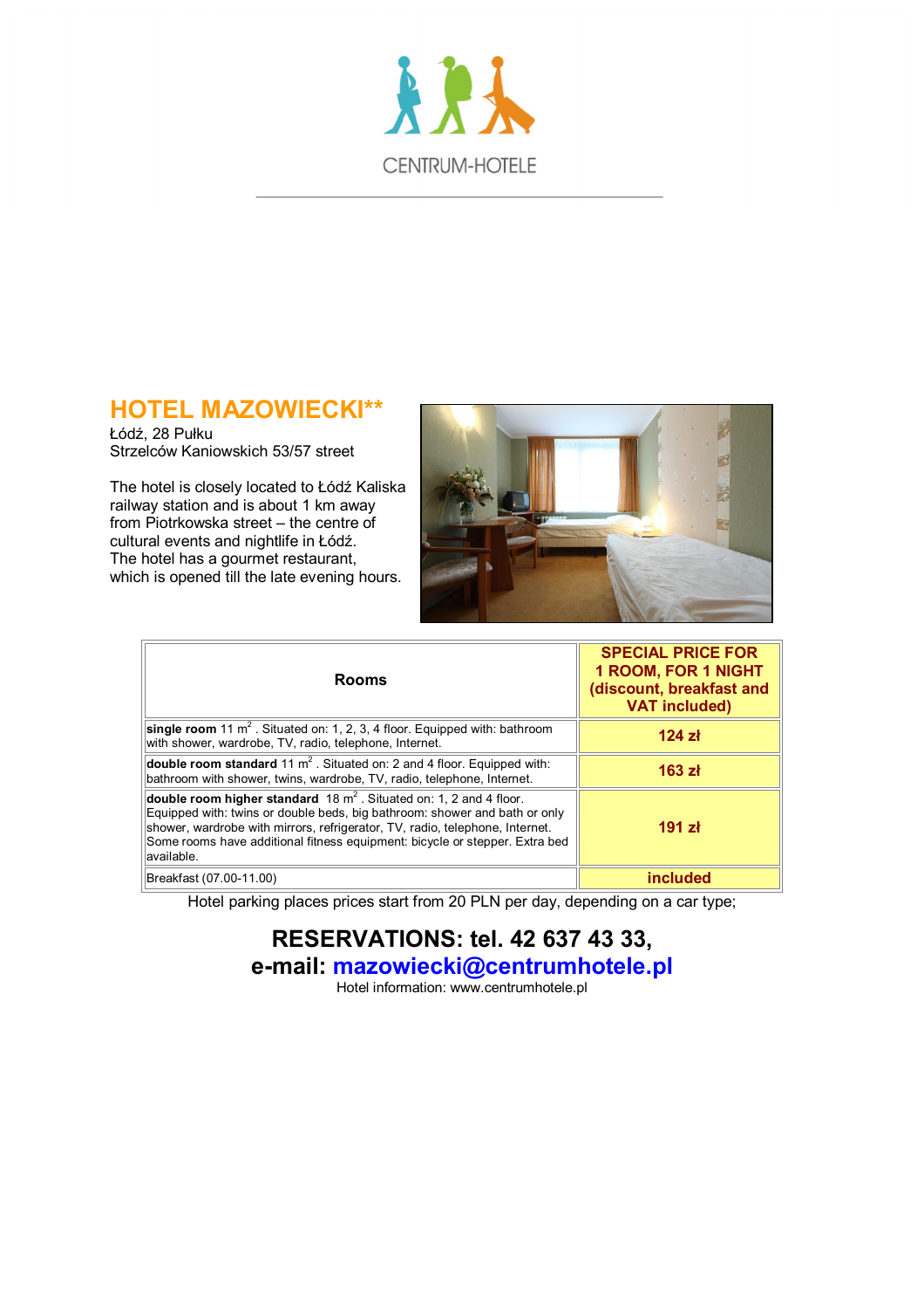CENTRUM-HOTELE

# HOTEL MAZOWIECKI**

Łódź, 28 Pułku
Strzelców Kaniowskich 53/57 street

The hotel is closely located to Łódź Kaliska railway station and is about 1 km away from Piotrkowska street – the centre of cultural events and nightlife in Łódź.
The hotel has a gourmet restaurant, which is opened till the late evening hours.

| Rooms | SPECIAL PRICE FOR 1 ROOM, FOR 1 NIGHT (discount, breakfast and VAT included) |
|---|---|
| **single room** 11 $m^2$ . Situated on: 1, 2, 3, 4 floor. Equipped with: bathroom with shower, wardrobe, TV, radio, telephone, Internet. | **124 zł** |
| **double room standard** 11 $m^2$ . Situated on: 2 and 4 floor. Equipped with: bathroom with shower, twins, wardrobe, TV, radio, telephone, Internet. | **163 zł** |
| **double room higher standard** 18 $m^2$ . Situated on: 1, 2 and 4 floor. Equipped with: twins or double beds, big bathroom: shower and bath or only shower, wardrobe with mirrors, refrigerator, TV, radio, telephone, Internet. Some rooms have additional fitness equipment: bicycle or stepper. Extra bed available. | **191 zł** |
| Breakfast (07.00-11.00) | **included** |

Hotel parking places prices start from 20 PLN per day, depending on a car type;

## RESERVATIONS: tel. 42 637 43 33,
## e-mail: mazowiecki@centrumhotele.pl

Hotel information: www.centrumhotele.pl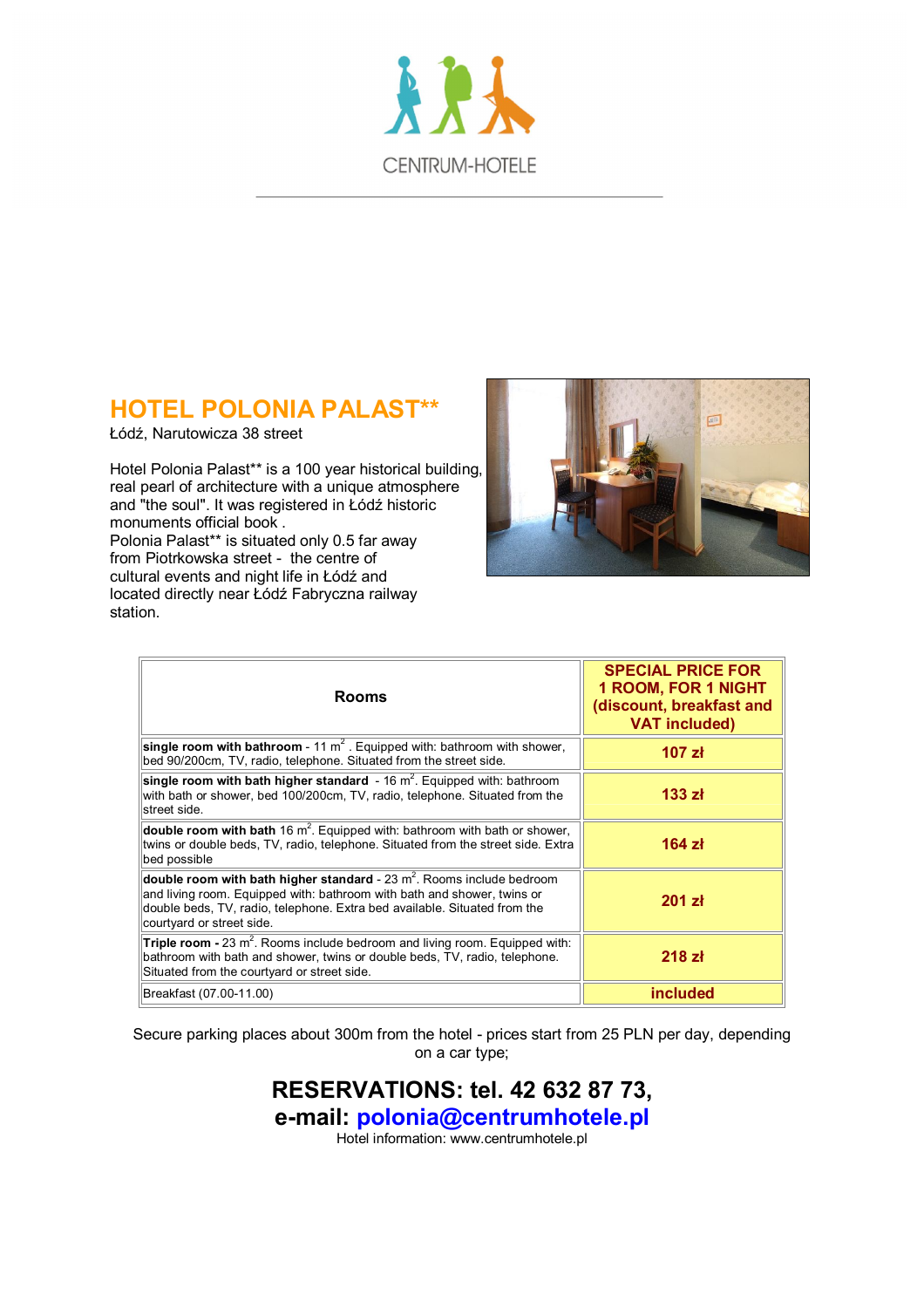CENTRUM-HOTELE

# HOTEL POLONIA PALAST**

Łódź, Narutowicza 38 street

Hotel Polonia Palast** is a 100 year historical building, real pearl of architecture with a unique atmosphere and "the soul". It was registered in Łódź historic monuments official book .
Polonia Palast** is situated only 0.5 far away from Piotrkowska street - the centre of cultural events and night life in Łódź and located directly near Łódź Fabryczna railway station.

| Rooms | SPECIAL PRICE FOR 1 ROOM, FOR 1 NIGHT (discount, breakfast and VAT included) |
|---|---|
| **single room with bathroom** - 11 $m^2$ . Equipped with: bathroom with shower, bed 90/200cm, TV, radio, telephone. Situated from the street side. | **107 zł** |
| **single room with bath higher standard** - 16 $m^2$. Equipped with: bathroom with bath or shower, bed 100/200cm, TV, radio, telephone. Situated from the street side. | **133 zł** |
| **double room with bath** 16 $m^2$. Equipped with: bathroom with bath or shower, twins or double beds, TV, radio, telephone. Situated from the street side. Extra bed possible | **164 zł** |
| **double room with bath higher standard** - 23 $m^2$. Rooms include bedroom and living room. Equipped with: bathroom with bath and shower, twins or double beds, TV, radio, telephone. Extra bed available. Situated from the courtyard or street side. | **201 zł** |
| **Triple room -** 23 $m^2$. Rooms include bedroom and living room. Equipped with: bathroom with bath and shower, twins or double beds, TV, radio, telephone. Situated from the courtyard or street side. | **218 zł** |
| Breakfast (07.00-11.00) | **included** |

Secure parking places about 300m from the hotel - prices start from 25 PLN per day, depending on a car type;

**RESERVATIONS: tel. 42 632 87 73,**
**e-mail: polonia@centrumhotele.pl**

Hotel information: www.centrumhotele.pl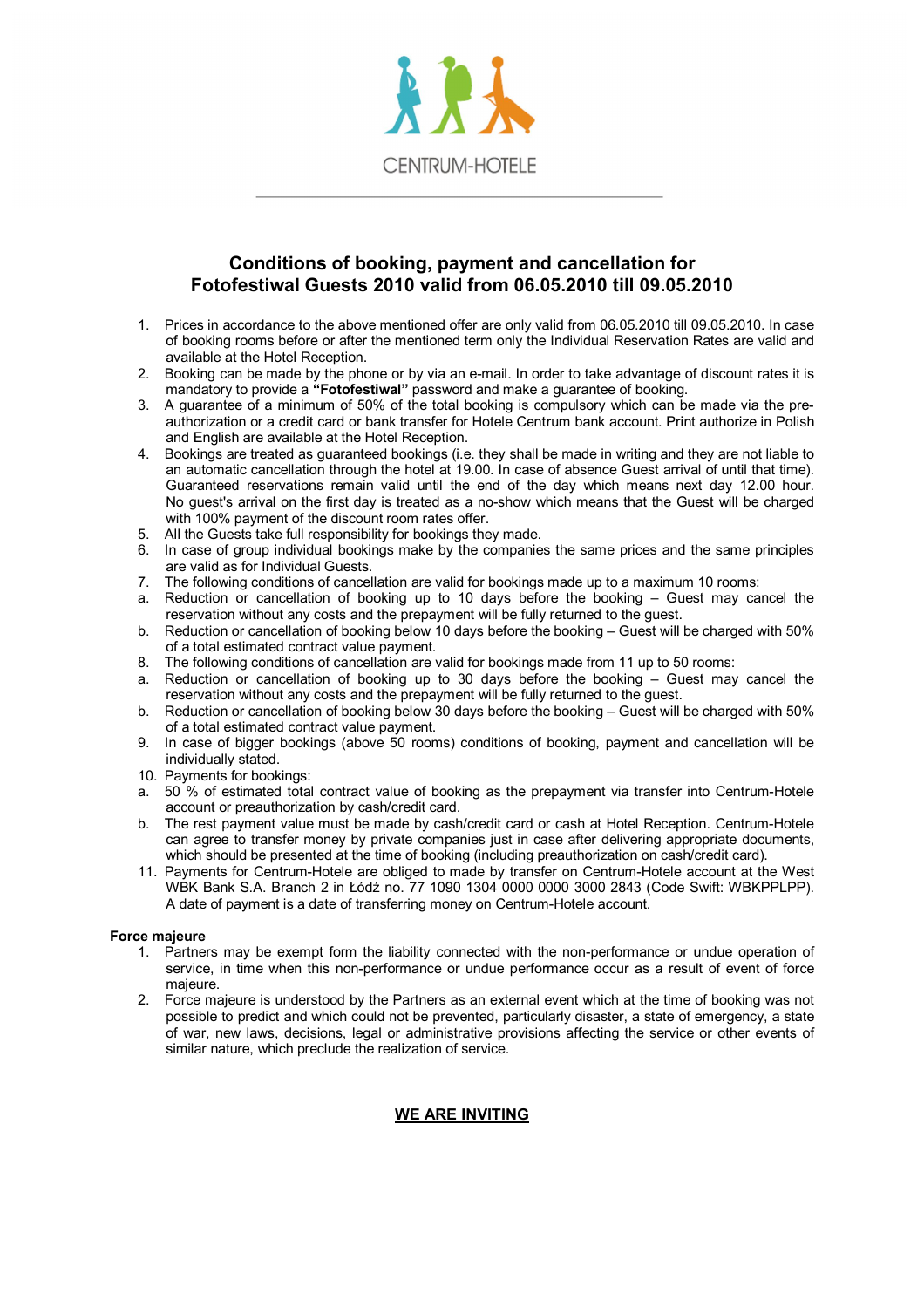CENTRUM-HOTELE

## Conditions of booking, payment and cancellation for Fotofestiwal Guests 2010 valid from 06.05.2010 till 09.05.2010

1. Prices in accordance to the above mentioned offer are only valid from 06.05.2010 till 09.05.2010. In case of booking rooms before or after the mentioned term only the Individual Reservation Rates are valid and available at the Hotel Reception.
2. Booking can be made by the phone or by via an e-mail. In order to take advantage of discount rates it is mandatory to provide a **"Fotofestiwal"** password and make a guarantee of booking.
3. A guarantee of a minimum of 50% of the total booking is compulsory which can be made via the pre-authorization or a credit card or bank transfer for Hotele Centrum bank account. Print authorize in Polish and English are available at the Hotel Reception.
4. Bookings are treated as guaranteed bookings (i.e. they shall be made in writing and they are not liable to an automatic cancellation through the hotel at 19.00. In case of absence Guest arrival of until that time). Guaranteed reservations remain valid until the end of the day which means next day 12.00 hour. No guest's arrival on the first day is treated as a no-show which means that the Guest will be charged with 100% payment of the discount room rates offer.
5. All the Guests take full responsibility for bookings they made.
6. In case of group individual bookings make by the companies the same prices and the same principles are valid as for Individual Guests.
7. The following conditions of cancellation are valid for bookings made up to a maximum 10 rooms:
   a. Reduction or cancellation of booking up to 10 days before the booking – Guest may cancel the reservation without any costs and the prepayment will be fully returned to the guest.
   b. Reduction or cancellation of booking below 10 days before the booking – Guest will be charged with 50% of a total estimated contract value payment.
8. The following conditions of cancellation are valid for bookings made from 11 up to 50 rooms:
   a. Reduction or cancellation of booking up to 30 days before the booking – Guest may cancel the reservation without any costs and the prepayment will be fully returned to the guest.
   b. Reduction or cancellation of booking below 30 days before the booking – Guest will be charged with 50% of a total estimated contract value payment.
9. In case of bigger bookings (above 50 rooms) conditions of booking, payment and cancellation will be individually stated.
10. Payments for bookings:
    a. 50 % of estimated total contract value of booking as the prepayment via transfer into Centrum-Hotele account or preauthorization by cash/credit card.
    b. The rest payment value must be made by cash/credit card or cash at Hotel Reception. Centrum-Hotele can agree to transfer money by private companies just in case after delivering appropriate documents, which should be presented at the time of booking (including preauthorization on cash/credit card).
11. Payments for Centrum-Hotele are obliged to made by transfer on Centrum-Hotele account at the West WBK Bank S.A. Branch 2 in Łódź no. 77 1090 1304 0000 0000 3000 2843 (Code Swift: WBKPPLPP). A date of payment is a date of transferring money on Centrum-Hotele account.

**Force majeure**

1. Partners may be exempt form the liability connected with the non-performance or undue operation of service, in time when this non-performance or undue performance occur as a result of event of force majeure.
2. Force majeure is understood by the Partners as an external event which at the time of booking was not possible to predict and which could not be prevented, particularly disaster, a state of emergency, a state of war, new laws, decisions, legal or administrative provisions affecting the service or other events of similar nature, which preclude the realization of service.

**WE ARE INVITING**